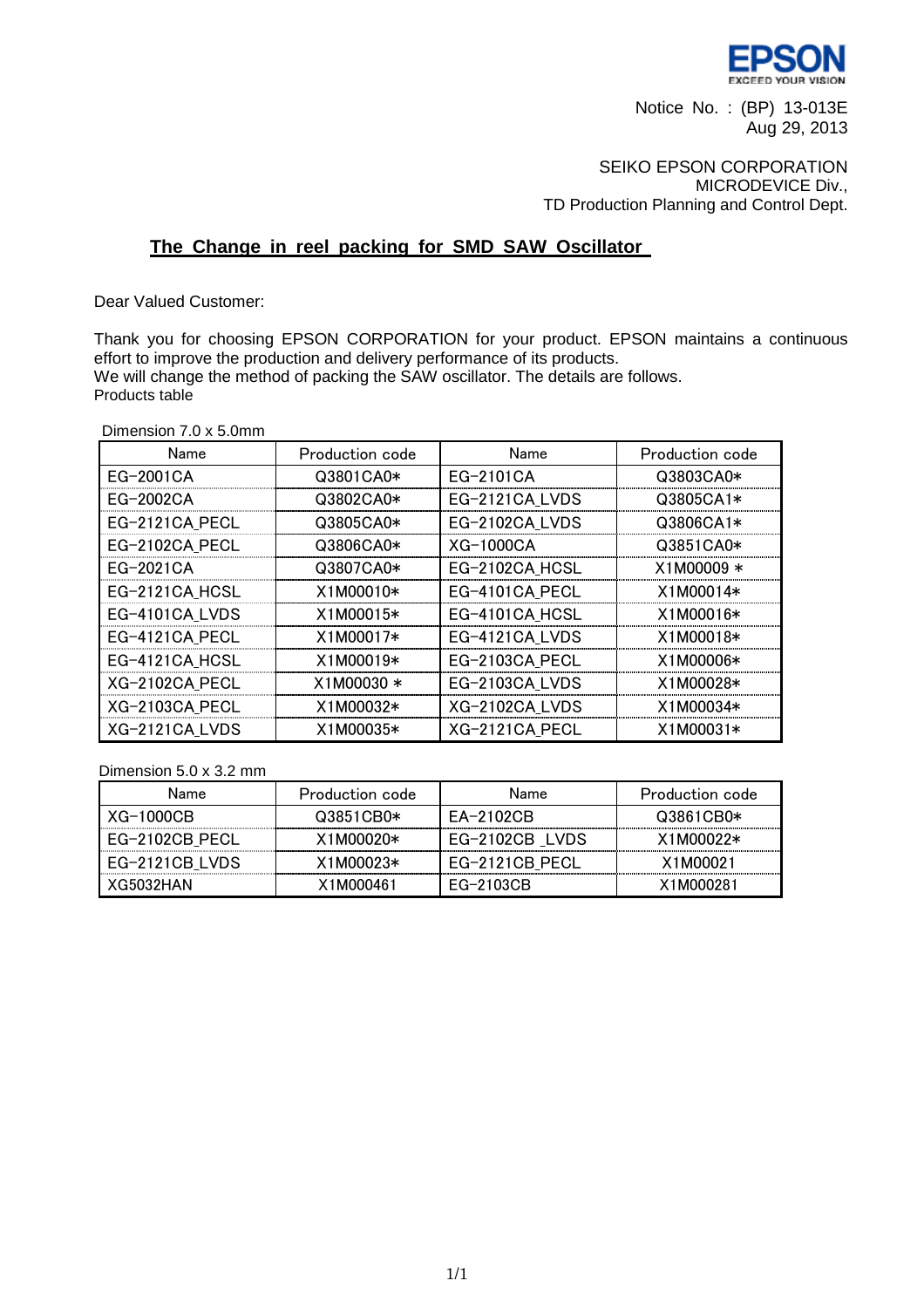Notice No. : (BP) 13-013E
Aug 29, 2013

SEIKO EPSON CORPORATION
MICRODEVICE Div.,
TD Production Planning and Control Dept.

## The Change in reel packing for SMD SAW Oscillator

Dear Valued Customer:

Thank you for choosing EPSON CORPORATION for your product. EPSON maintains a continuous effort to improve the production and delivery performance of its products.
We will change the method of packing the SAW oscillator. The details are follows.
Products table

Dimension 7.0 x 5.0mm

| Name | Production code | Name | Production code |
|---|---|---|---|
| EG-2001CA | Q3801CA0* | EG-2101CA | Q3803CA0* |
| EG-2002CA | Q3802CA0* | EG-2121CA_LVDS | Q3805CA1* |
| EG-2121CA_PECL | Q3805CA0* | EG-2102CA_LVDS | Q3806CA1* |
| EG-2102CA_PECL | Q3806CA0* | XG-1000CA | Q3851CA0* |
| EG-2021CA | Q3807CA0* | EG-2102CA_HCSL | X1M00009 * |
| EG-2121CA_HCSL | X1M00010* | EG-4101CA_PECL | X1M00014* |
| EG-4101CA_LVDS | X1M00015* | EG-4101CA_HCSL | X1M00016* |
| EG-4121CA_PECL | X1M00017* | EG-4121CA_LVDS | X1M00018* |
| EG-4121CA_HCSL | X1M00019* | EG-2103CA_PECL | X1M00006* |
| XG-2102CA_PECL | X1M00030 * | EG-2103CA_LVDS | X1M00028* |
| XG-2103CA_PECL | X1M00032* | XG-2102CA_LVDS | X1M00034* |
| XG-2121CA_LVDS | X1M00035* | XG-2121CA_PECL | X1M00031* |

Dimension 5.0 x 3.2 mm

| Name | Production code | Name | Production code |
|---|---|---|---|
| XG-1000CB | Q3851CB0* | EA-2102CB | Q3861CB0* |
| EG-2102CB_PECL | X1M00020* | EG-2102CB _LVDS | X1M00022* |
| EG-2121CB_LVDS | X1M00023* | EG-2121CB_PECL | X1M00021 |
| XG5032HAN | X1M000461 | EG-2103CB | X1M000281 |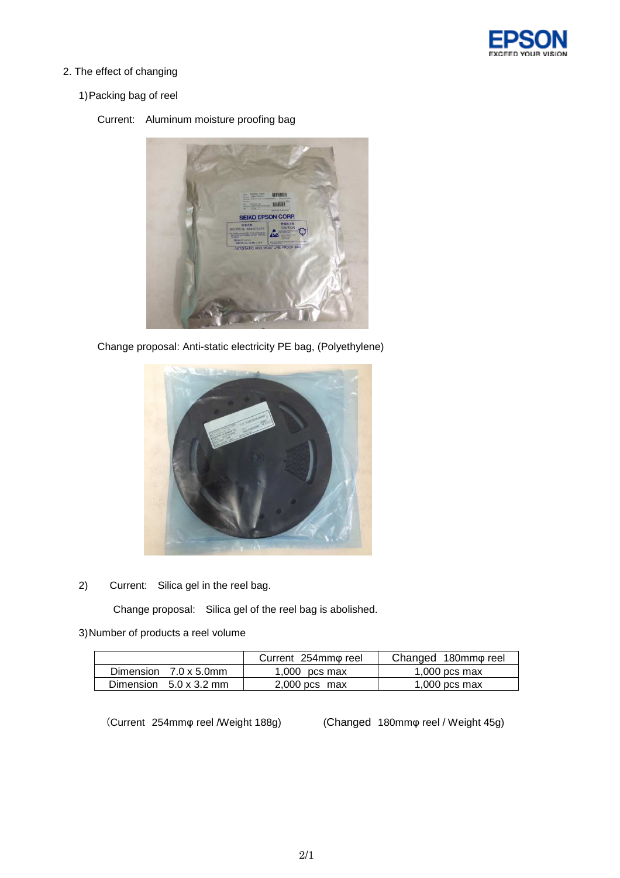2. The effect of changing

1) Packing bag of reel

Current: Aluminum moisture proofing bag

Change proposal: Anti-static electricity PE bag, (Polyethylene)

2) Current: Silica gel in the reel bag.

Change proposal: Silica gel of the reel bag is abolished.

3) Number of products a reel volume

| | Current 254mmφ reel | Changed 180mmφ reel |
|---|---|---|
| Dimension 7.0 x 5.0mm | 1,000 pcs max | 1,000 pcs max |
| Dimension 5.0 x 3.2 mm | 2,000 pcs max | 1,000 pcs max |

(Current 254mmφ reel /Weight 188g) (Changed 180mmφ reel / Weight 45g)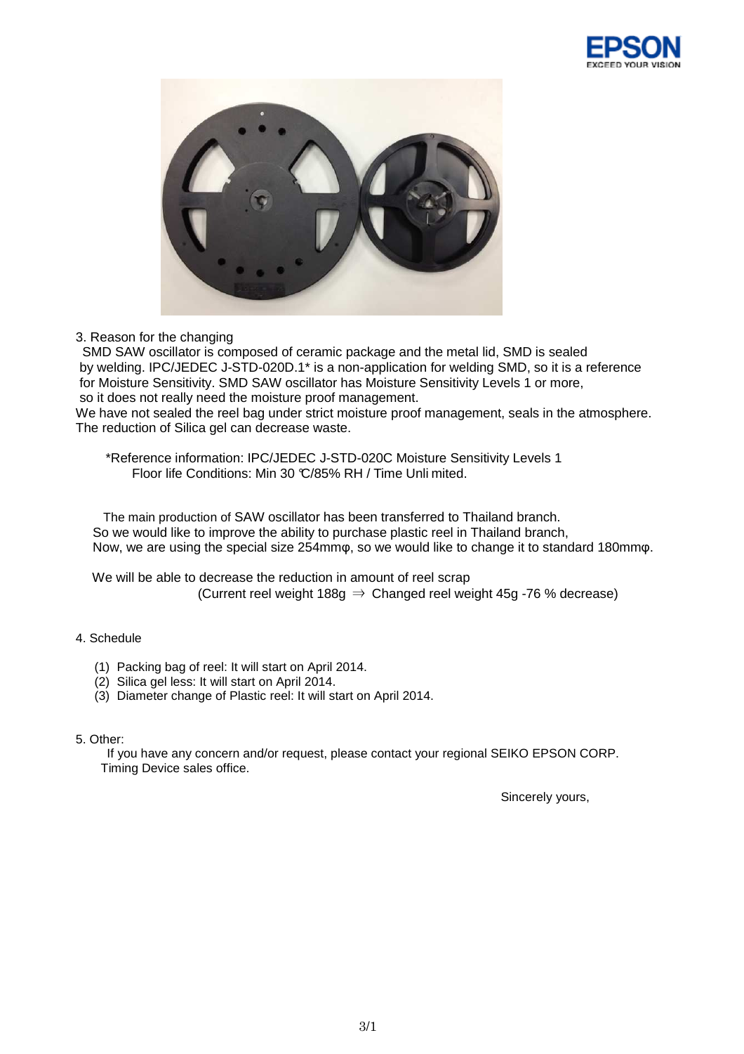3. Reason for the changing

SMD SAW oscillator is composed of ceramic package and the metal lid, SMD is sealed by welding. IPC/JEDEC J-STD-020D.1* is a non-application for welding SMD, so it is a reference for Moisture Sensitivity. SMD SAW oscillator has Moisture Sensitivity Levels 1 or more, so it does not really need the moisture proof management.
We have not sealed the reel bag under strict moisture proof management, seals in the atmosphere.
The reduction of Silica gel can decrease waste.

*Reference information: IPC/JEDEC J-STD-020C Moisture Sensitivity Levels 1
Floor life Conditions: Min 30 ℃/85% RH / Time Unlimited.

The main production of SAW oscillator has been transferred to Thailand branch.
So we would like to improve the ability to purchase plastic reel in Thailand branch,
Now, we are using the special size 254mmφ, so we would like to change it to standard 180mmφ.

We will be able to decrease the reduction in amount of reel scrap
(Current reel weight 188g ⇒ Changed reel weight 45g -76 % decrease)

4. Schedule

(1) Packing bag of reel: It will start on April 2014.
(2) Silica gel less: It will start on April 2014.
(3) Diameter change of Plastic reel: It will start on April 2014.

5. Other:

If you have any concern and/or request, please contact your regional SEIKO EPSON CORP. Timing Device sales office.

Sincerely yours,